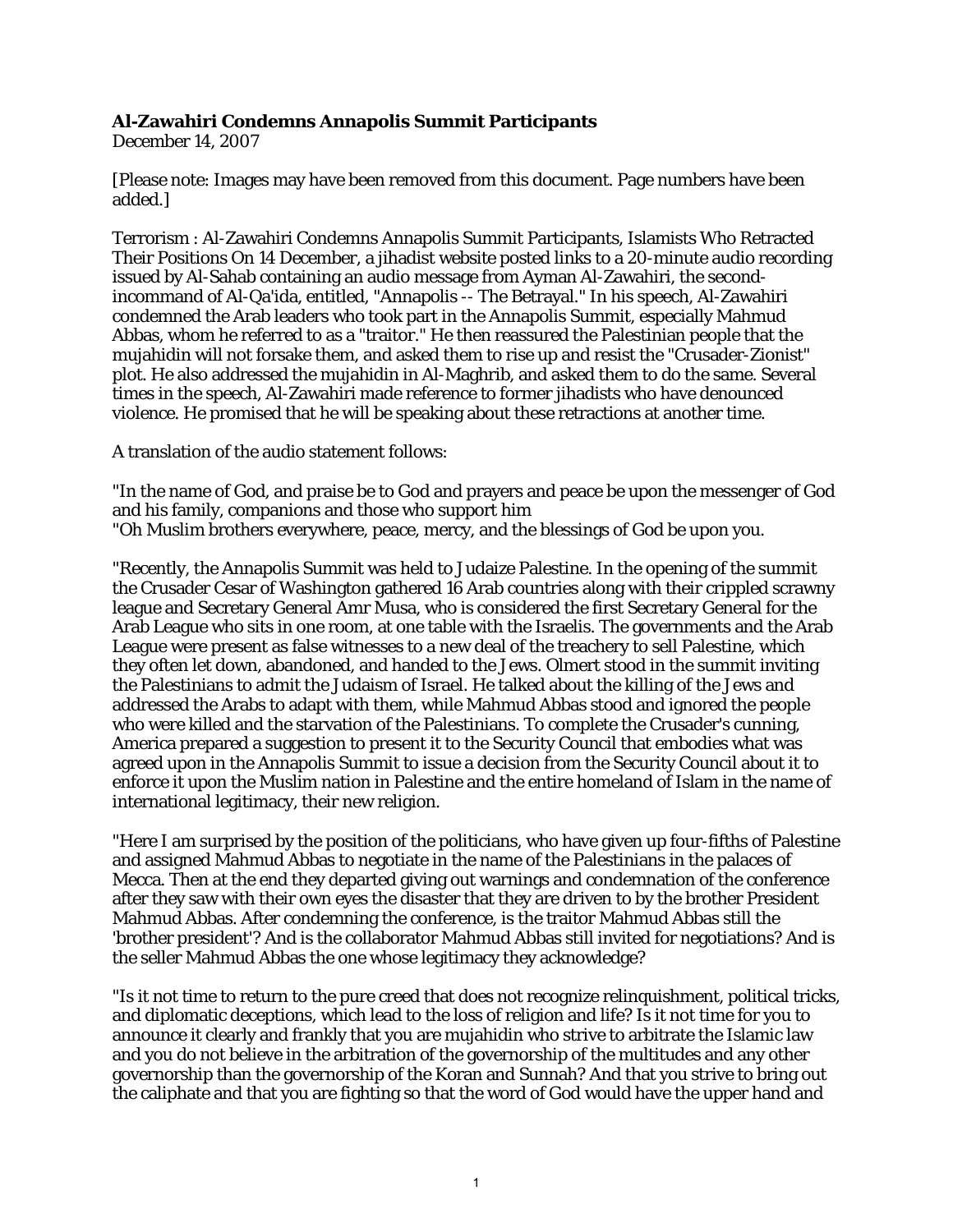**Al-Zawahiri Condemns Annapolis Summit Participants**
December 14, 2007

[Please note: Images may have been removed from this document. Page numbers have been added.]

Terrorism : Al-Zawahiri Condemns Annapolis Summit Participants, Islamists Who Retracted Their Positions On 14 December, a jihadist website posted links to a 20-minute audio recording issued by Al-Sahab containing an audio message from Ayman Al-Zawahiri, the second-incommand of Al-Qa'ida, entitled, "Annapolis -- The Betrayal." In his speech, Al-Zawahiri condemned the Arab leaders who took part in the Annapolis Summit, especially Mahmud Abbas, whom he referred to as a "traitor." He then reassured the Palestinian people that the mujahidin will not forsake them, and asked them to rise up and resist the "Crusader-Zionist" plot. He also addressed the mujahidin in Al-Maghrib, and asked them to do the same. Several times in the speech, Al-Zawahiri made reference to former jihadists who have denounced violence. He promised that he will be speaking about these retractions at another time.

A translation of the audio statement follows:

"In the name of God, and praise be to God and prayers and peace be upon the messenger of God and his family, companions and those who support him
"Oh Muslim brothers everywhere, peace, mercy, and the blessings of God be upon you.

"Recently, the Annapolis Summit was held to Judaize Palestine. In the opening of the summit the Crusader Cesar of Washington gathered 16 Arab countries along with their crippled scrawny league and Secretary General Amr Musa, who is considered the first Secretary General for the Arab League who sits in one room, at one table with the Israelis. The governments and the Arab League were present as false witnesses to a new deal of the treachery to sell Palestine, which they often let down, abandoned, and handed to the Jews. Olmert stood in the summit inviting the Palestinians to admit the Judaism of Israel. He talked about the killing of the Jews and addressed the Arabs to adapt with them, while Mahmud Abbas stood and ignored the people who were killed and the starvation of the Palestinians. To complete the Crusader's cunning, America prepared a suggestion to present it to the Security Council that embodies what was agreed upon in the Annapolis Summit to issue a decision from the Security Council about it to enforce it upon the Muslim nation in Palestine and the entire homeland of Islam in the name of international legitimacy, their new religion.

"Here I am surprised by the position of the politicians, who have given up four-fifths of Palestine and assigned Mahmud Abbas to negotiate in the name of the Palestinians in the palaces of Mecca. Then at the end they departed giving out warnings and condemnation of the conference after they saw with their own eyes the disaster that they are driven to by the brother President Mahmud Abbas. After condemning the conference, is the traitor Mahmud Abbas still the 'brother president'? And is the collaborator Mahmud Abbas still invited for negotiations? And is the seller Mahmud Abbas the one whose legitimacy they acknowledge?

"Is it not time to return to the pure creed that does not recognize relinquishment, political tricks, and diplomatic deceptions, which lead to the loss of religion and life? Is it not time for you to announce it clearly and frankly that you are mujahidin who strive to arbitrate the Islamic law and you do not believe in the arbitration of the governorship of the multitudes and any other governorship than the governorship of the Koran and Sunnah? And that you strive to bring out the caliphate and that you are fighting so that the word of God would have the upper hand and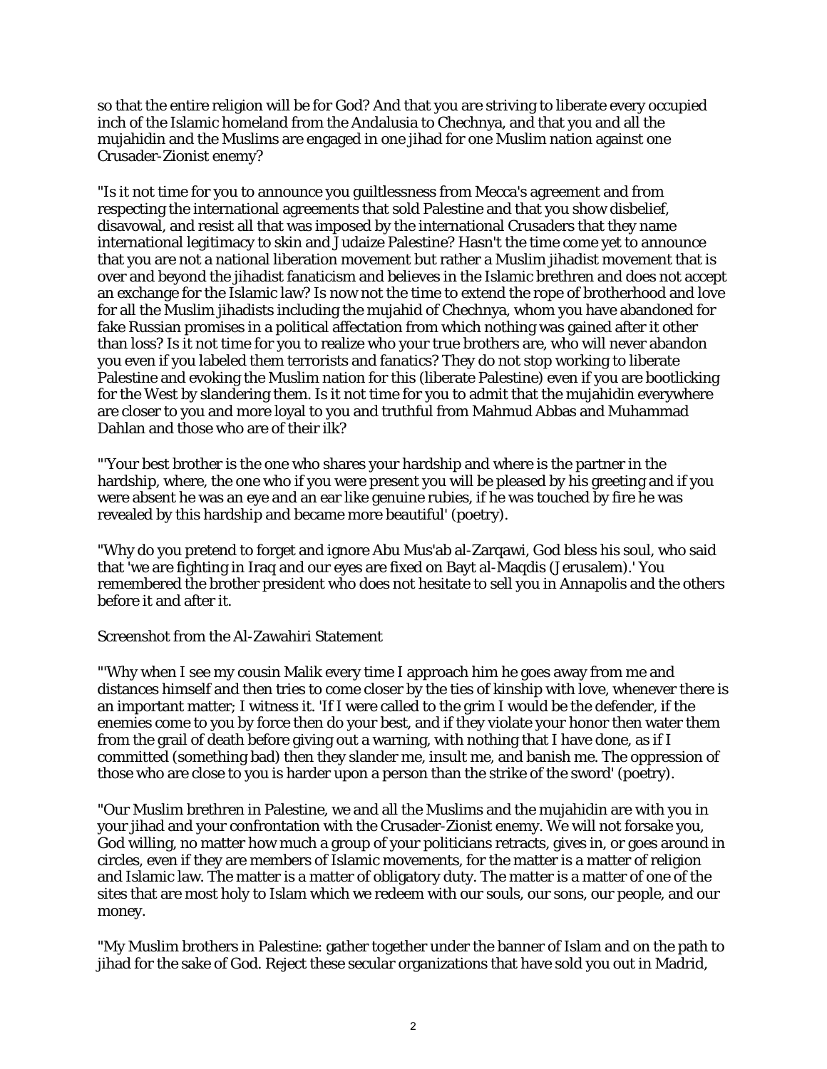so that the entire religion will be for God? And that you are striving to liberate every occupied inch of the Islamic homeland from the Andalusia to Chechnya, and that you and all the mujahidin and the Muslims are engaged in one jihad for one Muslim nation against one Crusader-Zionist enemy?

"Is it not time for you to announce you guiltlessness from Mecca's agreement and from respecting the international agreements that sold Palestine and that you show disbelief, disavowal, and resist all that was imposed by the international Crusaders that they name international legitimacy to skin and Judaize Palestine? Hasn't the time come yet to announce that you are not a national liberation movement but rather a Muslim jihadist movement that is over and beyond the jihadist fanaticism and believes in the Islamic brethren and does not accept an exchange for the Islamic law? Is now not the time to extend the rope of brotherhood and love for all the Muslim jihadists including the mujahid of Chechnya, whom you have abandoned for fake Russian promises in a political affectation from which nothing was gained after it other than loss? Is it not time for you to realize who your true brothers are, who will never abandon you even if you labeled them terrorists and fanatics? They do not stop working to liberate Palestine and evoking the Muslim nation for this (liberate Palestine) even if you are bootlicking for the West by slandering them. Is it not time for you to admit that the mujahidin everywhere are closer to you and more loyal to you and truthful from Mahmud Abbas and Muhammad Dahlan and those who are of their ilk?

"'Your best brother is the one who shares your hardship and where is the partner in the hardship, where, the one who if you were present you will be pleased by his greeting and if you were absent he was an eye and an ear like genuine rubies, if he was touched by fire he was revealed by this hardship and became more beautiful' (poetry).

"Why do you pretend to forget and ignore Abu Mus'ab al-Zarqawi, God bless his soul, who said that 'we are fighting in Iraq and our eyes are fixed on Bayt al-Maqdis (Jerusalem).' You remembered the brother president who does not hesitate to sell you in Annapolis and the others before it and after it.

Screenshot from the Al-Zawahiri Statement

"'Why when I see my cousin Malik every time I approach him he goes away from me and distances himself and then tries to come closer by the ties of kinship with love, whenever there is an important matter; I witness it. 'If I were called to the grim I would be the defender, if the enemies come to you by force then do your best, and if they violate your honor then water them from the grail of death before giving out a warning, with nothing that I have done, as if I committed (something bad) then they slander me, insult me, and banish me. The oppression of those who are close to you is harder upon a person than the strike of the sword' (poetry).

"Our Muslim brethren in Palestine, we and all the Muslims and the mujahidin are with you in your jihad and your confrontation with the Crusader-Zionist enemy. We will not forsake you, God willing, no matter how much a group of your politicians retracts, gives in, or goes around in circles, even if they are members of Islamic movements, for the matter is a matter of religion and Islamic law. The matter is a matter of obligatory duty. The matter is a matter of one of the sites that are most holy to Islam which we redeem with our souls, our sons, our people, and our money.

"My Muslim brothers in Palestine: gather together under the banner of Islam and on the path to jihad for the sake of God. Reject these secular organizations that have sold you out in Madrid,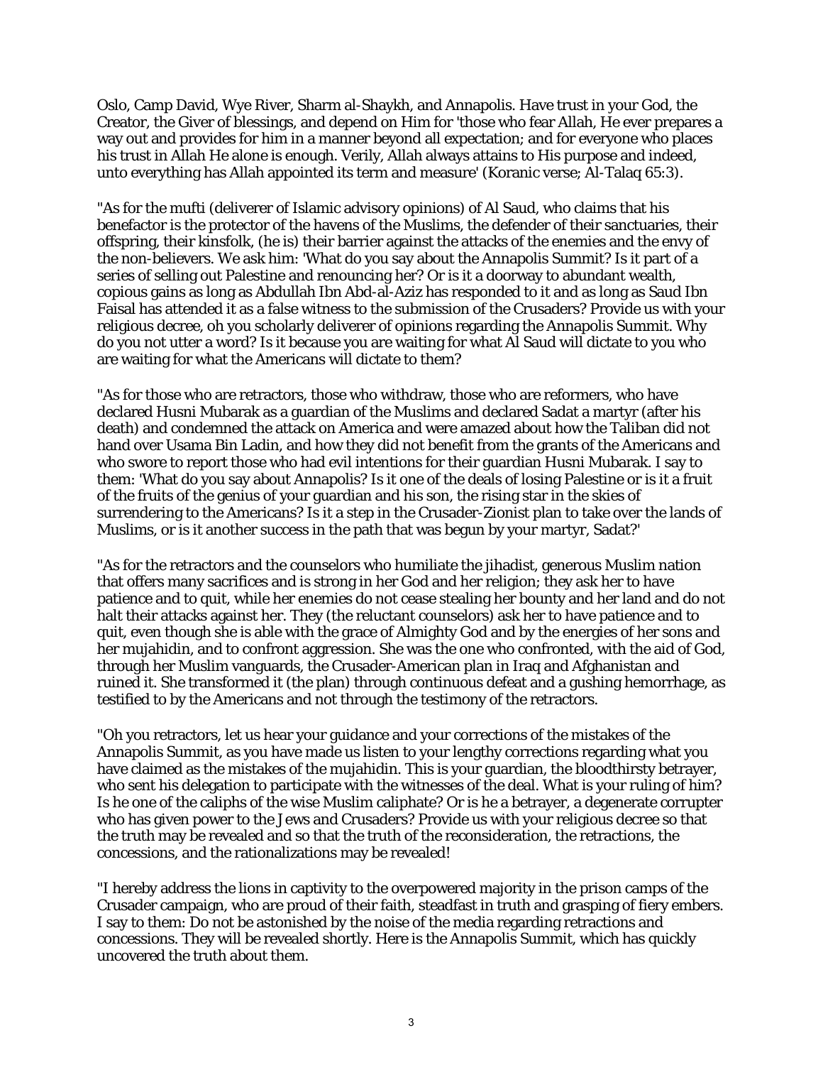Oslo, Camp David, Wye River, Sharm al-Shaykh, and Annapolis. Have trust in your God, the Creator, the Giver of blessings, and depend on Him for 'those who fear Allah, He ever prepares a way out and provides for him in a manner beyond all expectation; and for everyone who places his trust in Allah He alone is enough. Verily, Allah always attains to His purpose and indeed, unto everything has Allah appointed its term and measure' (Koranic verse; Al-Talaq 65:3).

"As for the mufti (deliverer of Islamic advisory opinions) of Al Saud, who claims that his benefactor is the protector of the havens of the Muslims, the defender of their sanctuaries, their offspring, their kinsfolk, (he is) their barrier against the attacks of the enemies and the envy of the non-believers. We ask him: 'What do you say about the Annapolis Summit? Is it part of a series of selling out Palestine and renouncing her? Or is it a doorway to abundant wealth, copious gains as long as Abdullah Ibn Abd-al-Aziz has responded to it and as long as Saud Ibn Faisal has attended it as a false witness to the submission of the Crusaders? Provide us with your religious decree, oh you scholarly deliverer of opinions regarding the Annapolis Summit. Why do you not utter a word? Is it because you are waiting for what Al Saud will dictate to you who are waiting for what the Americans will dictate to them?

"As for those who are retractors, those who withdraw, those who are reformers, who have declared Husni Mubarak as a guardian of the Muslims and declared Sadat a martyr (after his death) and condemned the attack on America and were amazed about how the Taliban did not hand over Usama Bin Ladin, and how they did not benefit from the grants of the Americans and who swore to report those who had evil intentions for their guardian Husni Mubarak. I say to them: 'What do you say about Annapolis? Is it one of the deals of losing Palestine or is it a fruit of the fruits of the genius of your guardian and his son, the rising star in the skies of surrendering to the Americans? Is it a step in the Crusader-Zionist plan to take over the lands of Muslims, or is it another success in the path that was begun by your martyr, Sadat?'

"As for the retractors and the counselors who humiliate the jihadist, generous Muslim nation that offers many sacrifices and is strong in her God and her religion; they ask her to have patience and to quit, while her enemies do not cease stealing her bounty and her land and do not halt their attacks against her. They (the reluctant counselors) ask her to have patience and to quit, even though she is able with the grace of Almighty God and by the energies of her sons and her mujahidin, and to confront aggression. She was the one who confronted, with the aid of God, through her Muslim vanguards, the Crusader-American plan in Iraq and Afghanistan and ruined it. She transformed it (the plan) through continuous defeat and a gushing hemorrhage, as testified to by the Americans and not through the testimony of the retractors.

"Oh you retractors, let us hear your guidance and your corrections of the mistakes of the Annapolis Summit, as you have made us listen to your lengthy corrections regarding what you have claimed as the mistakes of the mujahidin. This is your guardian, the bloodthirsty betrayer, who sent his delegation to participate with the witnesses of the deal. What is your ruling of him? Is he one of the caliphs of the wise Muslim caliphate? Or is he a betrayer, a degenerate corrupter who has given power to the Jews and Crusaders? Provide us with your religious decree so that the truth may be revealed and so that the truth of the reconsideration, the retractions, the concessions, and the rationalizations may be revealed!

"I hereby address the lions in captivity to the overpowered majority in the prison camps of the Crusader campaign, who are proud of their faith, steadfast in truth and grasping of fiery embers. I say to them: Do not be astonished by the noise of the media regarding retractions and concessions. They will be revealed shortly. Here is the Annapolis Summit, which has quickly uncovered the truth about them.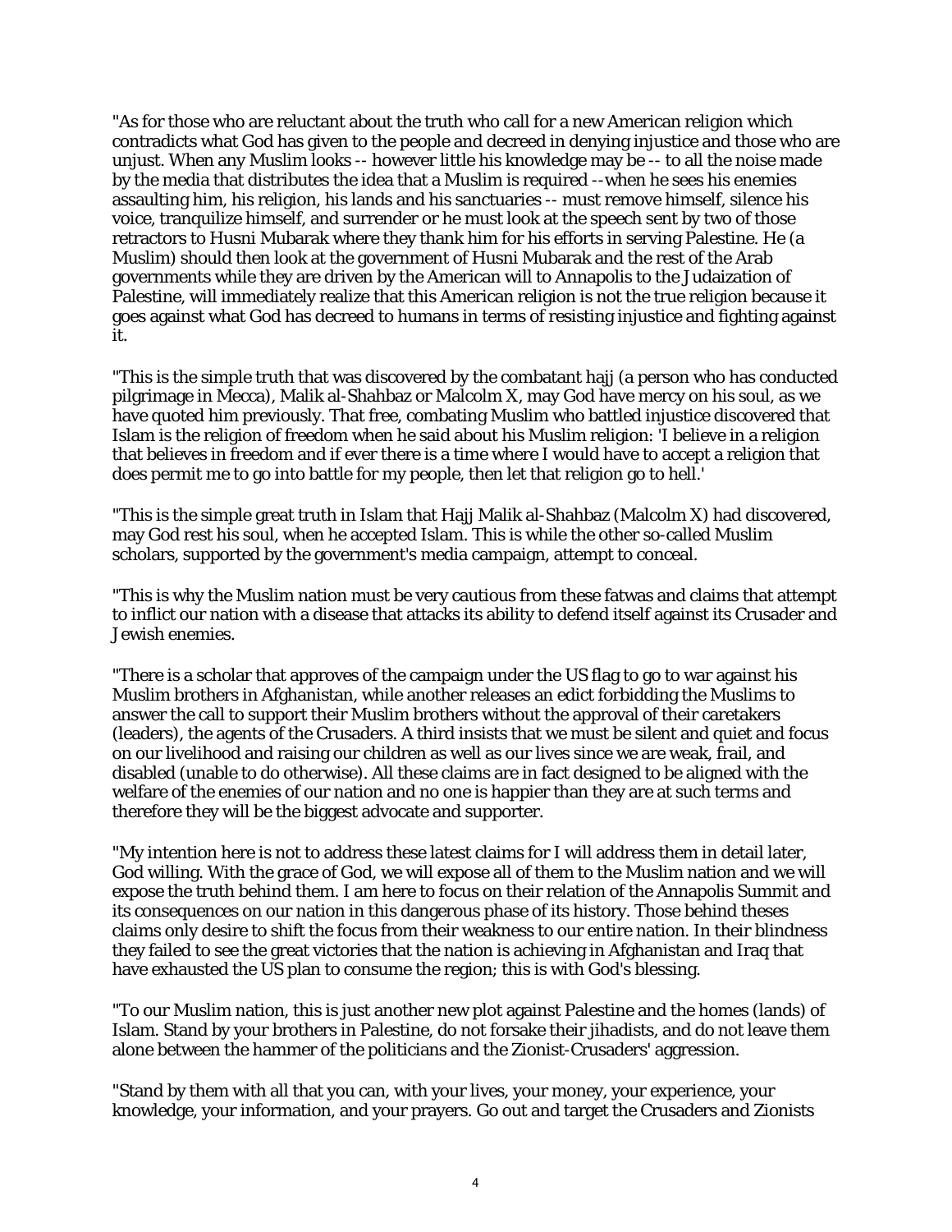"As for those who are reluctant about the truth who call for a new American religion which contradicts what God has given to the people and decreed in denying injustice and those who are unjust. When any Muslim looks -- however little his knowledge may be -- to all the noise made by the media that distributes the idea that a Muslim is required --when he sees his enemies assaulting him, his religion, his lands and his sanctuaries -- must remove himself, silence his voice, tranquilize himself, and surrender or he must look at the speech sent by two of those retractors to Husni Mubarak where they thank him for his efforts in serving Palestine. He (a Muslim) should then look at the government of Husni Mubarak and the rest of the Arab governments while they are driven by the American will to Annapolis to the Judaization of Palestine, will immediately realize that this American religion is not the true religion because it goes against what God has decreed to humans in terms of resisting injustice and fighting against it.

"This is the simple truth that was discovered by the combatant hajj (a person who has conducted pilgrimage in Mecca), Malik al-Shahbaz or Malcolm X, may God have mercy on his soul, as we have quoted him previously. That free, combating Muslim who battled injustice discovered that Islam is the religion of freedom when he said about his Muslim religion: 'I believe in a religion that believes in freedom and if ever there is a time where I would have to accept a religion that does permit me to go into battle for my people, then let that religion go to hell.'

"This is the simple great truth in Islam that Hajj Malik al-Shahbaz (Malcolm X) had discovered, may God rest his soul, when he accepted Islam. This is while the other so-called Muslim scholars, supported by the government's media campaign, attempt to conceal.

"This is why the Muslim nation must be very cautious from these fatwas and claims that attempt to inflict our nation with a disease that attacks its ability to defend itself against its Crusader and Jewish enemies.

"There is a scholar that approves of the campaign under the US flag to go to war against his Muslim brothers in Afghanistan, while another releases an edict forbidding the Muslims to answer the call to support their Muslim brothers without the approval of their caretakers (leaders), the agents of the Crusaders. A third insists that we must be silent and quiet and focus on our livelihood and raising our children as well as our lives since we are weak, frail, and disabled (unable to do otherwise). All these claims are in fact designed to be aligned with the welfare of the enemies of our nation and no one is happier than they are at such terms and therefore they will be the biggest advocate and supporter.

"My intention here is not to address these latest claims for I will address them in detail later, God willing. With the grace of God, we will expose all of them to the Muslim nation and we will expose the truth behind them. I am here to focus on their relation of the Annapolis Summit and its consequences on our nation in this dangerous phase of its history. Those behind theses claims only desire to shift the focus from their weakness to our entire nation. In their blindness they failed to see the great victories that the nation is achieving in Afghanistan and Iraq that have exhausted the US plan to consume the region; this is with God's blessing.

"To our Muslim nation, this is just another new plot against Palestine and the homes (lands) of Islam. Stand by your brothers in Palestine, do not forsake their jihadists, and do not leave them alone between the hammer of the politicians and the Zionist-Crusaders' aggression.

"Stand by them with all that you can, with your lives, your money, your experience, your knowledge, your information, and your prayers. Go out and target the Crusaders and Zionists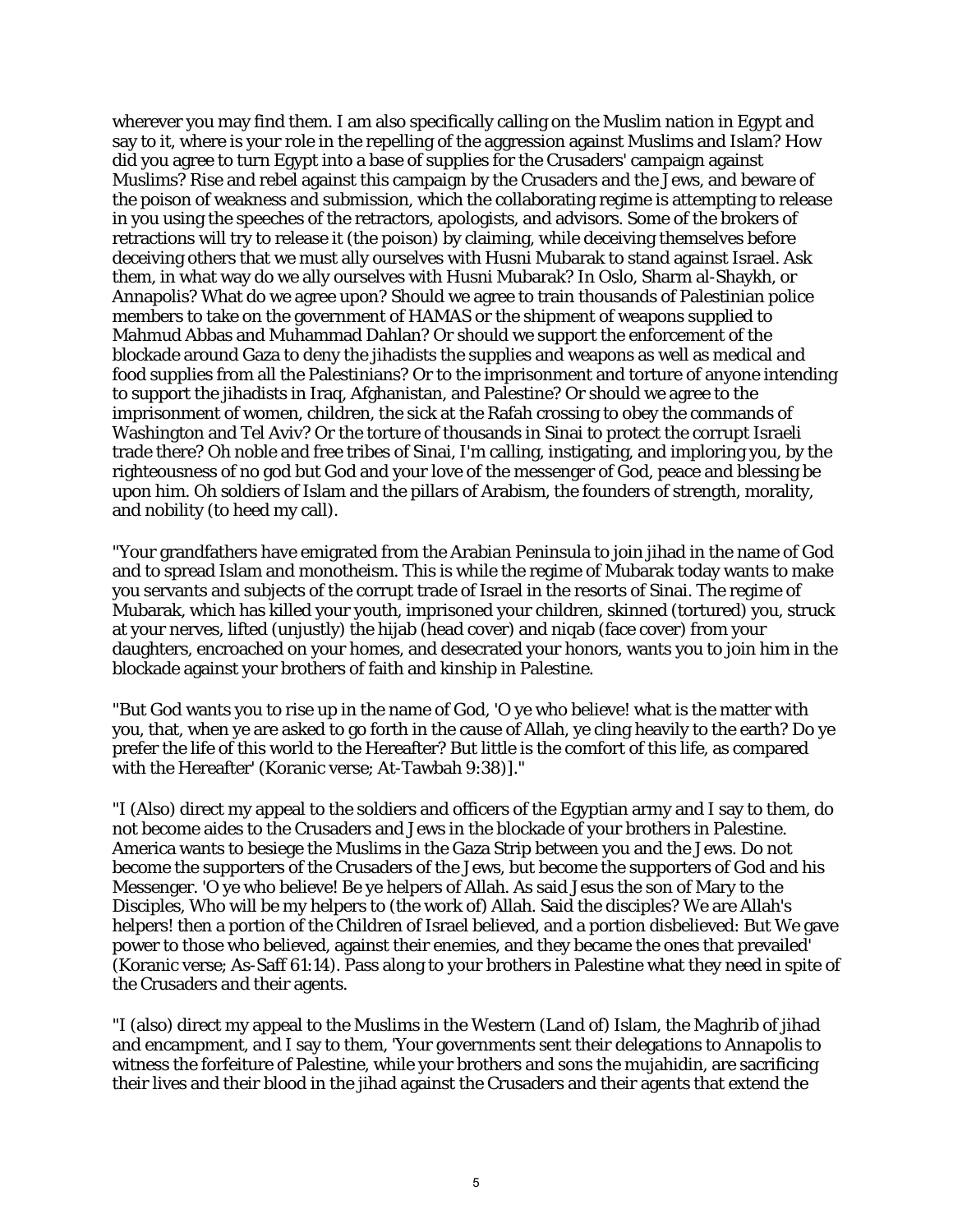wherever you may find them. I am also specifically calling on the Muslim nation in Egypt and say to it, where is your role in the repelling of the aggression against Muslims and Islam? How did you agree to turn Egypt into a base of supplies for the Crusaders' campaign against Muslims? Rise and rebel against this campaign by the Crusaders and the Jews, and beware of the poison of weakness and submission, which the collaborating regime is attempting to release in you using the speeches of the retractors, apologists, and advisors. Some of the brokers of retractions will try to release it (the poison) by claiming, while deceiving themselves before deceiving others that we must ally ourselves with Husni Mubarak to stand against Israel. Ask them, in what way do we ally ourselves with Husni Mubarak? In Oslo, Sharm al-Shaykh, or Annapolis? What do we agree upon? Should we agree to train thousands of Palestinian police members to take on the government of HAMAS or the shipment of weapons supplied to Mahmud Abbas and Muhammad Dahlan? Or should we support the enforcement of the blockade around Gaza to deny the jihadists the supplies and weapons as well as medical and food supplies from all the Palestinians? Or to the imprisonment and torture of anyone intending to support the jihadists in Iraq, Afghanistan, and Palestine? Or should we agree to the imprisonment of women, children, the sick at the Rafah crossing to obey the commands of Washington and Tel Aviv? Or the torture of thousands in Sinai to protect the corrupt Israeli trade there? Oh noble and free tribes of Sinai, I'm calling, instigating, and imploring you, by the righteousness of no god but God and your love of the messenger of God, peace and blessing be upon him. Oh soldiers of Islam and the pillars of Arabism, the founders of strength, morality, and nobility (to heed my call).

"Your grandfathers have emigrated from the Arabian Peninsula to join jihad in the name of God and to spread Islam and monotheism. This is while the regime of Mubarak today wants to make you servants and subjects of the corrupt trade of Israel in the resorts of Sinai. The regime of Mubarak, which has killed your youth, imprisoned your children, skinned (tortured) you, struck at your nerves, lifted (unjustly) the hijab (head cover) and niqab (face cover) from your daughters, encroached on your homes, and desecrated your honors, wants you to join him in the blockade against your brothers of faith and kinship in Palestine.

"But God wants you to rise up in the name of God, 'O ye who believe! what is the matter with you, that, when ye are asked to go forth in the cause of Allah, ye cling heavily to the earth? Do ye prefer the life of this world to the Hereafter? But little is the comfort of this life, as compared with the Hereafter' (Koranic verse; At-Tawbah 9:38)]."

"I (Also) direct my appeal to the soldiers and officers of the Egyptian army and I say to them, do not become aides to the Crusaders and Jews in the blockade of your brothers in Palestine. America wants to besiege the Muslims in the Gaza Strip between you and the Jews. Do not become the supporters of the Crusaders of the Jews, but become the supporters of God and his Messenger. 'O ye who believe! Be ye helpers of Allah. As said Jesus the son of Mary to the Disciples, Who will be my helpers to (the work of) Allah. Said the disciples? We are Allah's helpers! then a portion of the Children of Israel believed, and a portion disbelieved: But We gave power to those who believed, against their enemies, and they became the ones that prevailed' (Koranic verse; As-Saff 61:14). Pass along to your brothers in Palestine what they need in spite of the Crusaders and their agents.

"I (also) direct my appeal to the Muslims in the Western (Land of) Islam, the Maghrib of jihad and encampment, and I say to them, 'Your governments sent their delegations to Annapolis to witness the forfeiture of Palestine, while your brothers and sons the mujahidin, are sacrificing their lives and their blood in the jihad against the Crusaders and their agents that extend the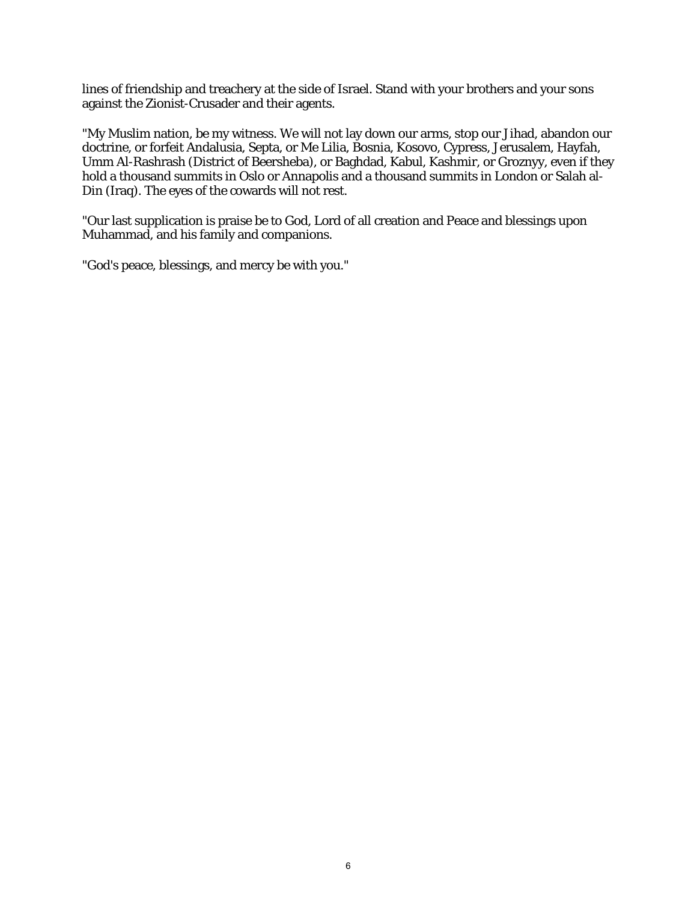lines of friendship and treachery at the side of Israel. Stand with your brothers and your sons against the Zionist-Crusader and their agents.

"My Muslim nation, be my witness. We will not lay down our arms, stop our Jihad, abandon our doctrine, or forfeit Andalusia, Septa, or Me Lilia, Bosnia, Kosovo, Cypress, Jerusalem, Hayfah, Umm Al-Rashrash (District of Beersheba), or Baghdad, Kabul, Kashmir, or Groznyy, even if they hold a thousand summits in Oslo or Annapolis and a thousand summits in London or Salah al-Din (Iraq). The eyes of the cowards will not rest.

"Our last supplication is praise be to God, Lord of all creation and Peace and blessings upon Muhammad, and his family and companions.

"God's peace, blessings, and mercy be with you."